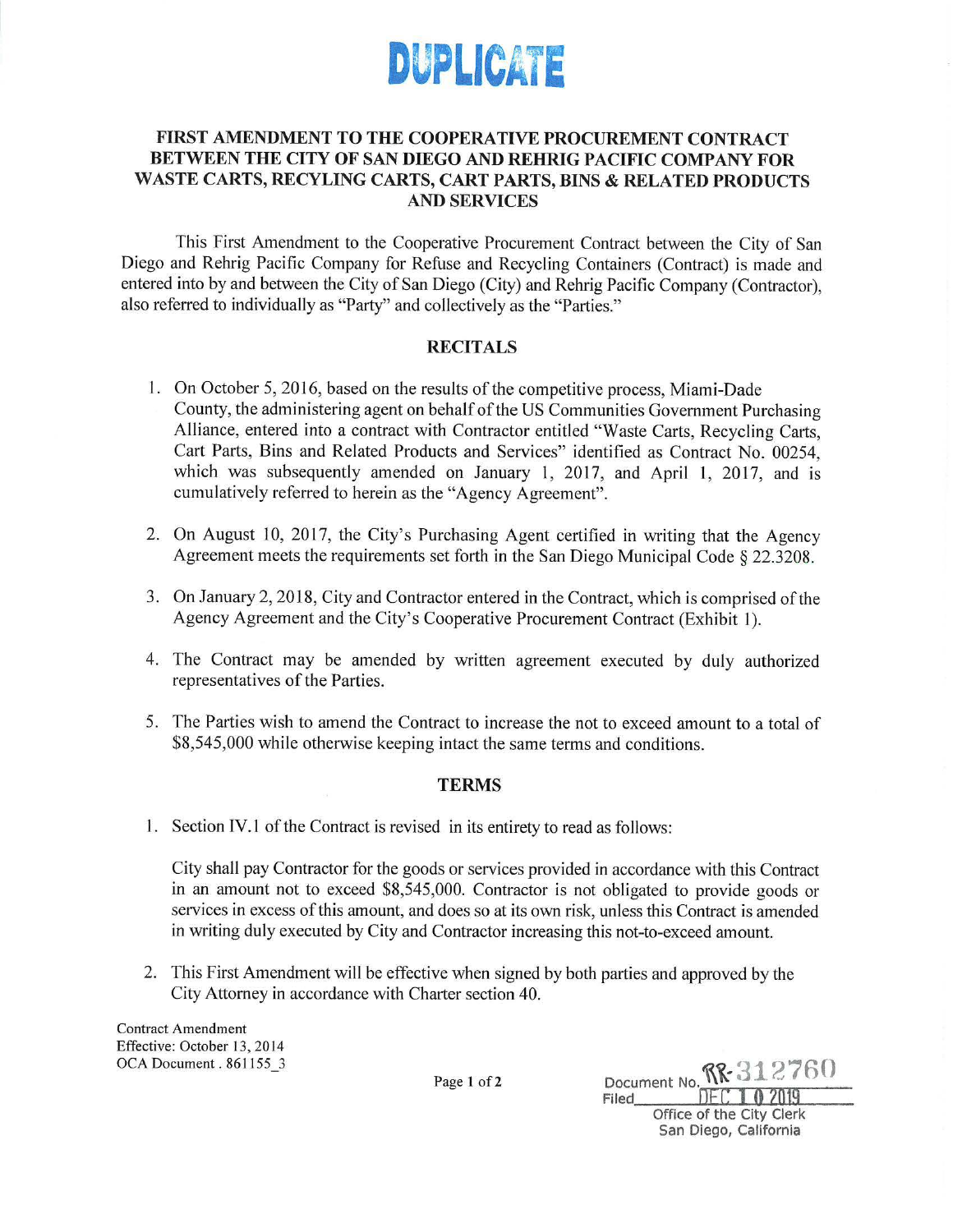# DUPLICATE

## FIRST AMENDMENT TO THE COOPERATIVE PROCUREMENT CONTRACT BETWEEN THE CITY OF SAN DIEGO AND REHRIG PACIFIC COMPANY FOR WASTE CARTS, RECYLING CARTS, CART PARTS, BINS & RELATED PRODUCTS AND SERVICES

This First Amendment to the Cooperative Procurement Contract between the City of San Diego and Rehrig Pacific Company for Refuse and Recycling Containers (Contract) is made and entered into by and between the City of San Diego (City) and Rehrig Pacific Company (Contractor), also referred to individually as "Party" and collectively as the "Parties."

### RECITALS

1. On October 5, 2016, based on the results of the competitive process, Miami-Dade County, the administering agent on behalf of the US Communities Government Purchasing Alliance, entered into a contract with Contractor entitled "Waste Carts, Recycling Carts, Cart Parts, Bins and Related Products and Services" identified as Contract No. 00254, which was subsequently amended on January 1, 2017, and April 1, 2017, and is cumulatively referred to herein as the "Agency Agreement".
2. On August 10, 2017, the City's Purchasing Agent certified in writing that the Agency Agreement meets the requirements set forth in the San Diego Municipal Code § 22.3208.
3. On January 2, 2018, City and Contractor entered in the Contract, which is comprised of the Agency Agreement and the City's Cooperative Procurement Contract (Exhibit 1).
4. The Contract may be amended by written agreement executed by duly authorized representatives of the Parties.
5. The Parties wish to amend the Contract to increase the not to exceed amount to a total of $8,545,000 while otherwise keeping intact the same terms and conditions.

### TERMS

1. Section IV.1 of the Contract is revised in its entirety to read as follows:

   City shall pay Contractor for the goods or services provided in accordance with this Contract in an amount not to exceed $8,545,000. Contractor is not obligated to provide goods or services in excess of this amount, and does so at its own risk, unless this Contract is amended in writing duly executed by City and Contractor increasing this not-to-exceed amount.

2. This First Amendment will be effective when signed by both parties and approved by the City Attorney in accordance with Charter section 40.

Contract Amendment
Effective: October 13, 2014
OCA Document . 861155_3

Document No. RR-312760
Filed DEC 10 2019
Office of the City Clerk
San Diego, California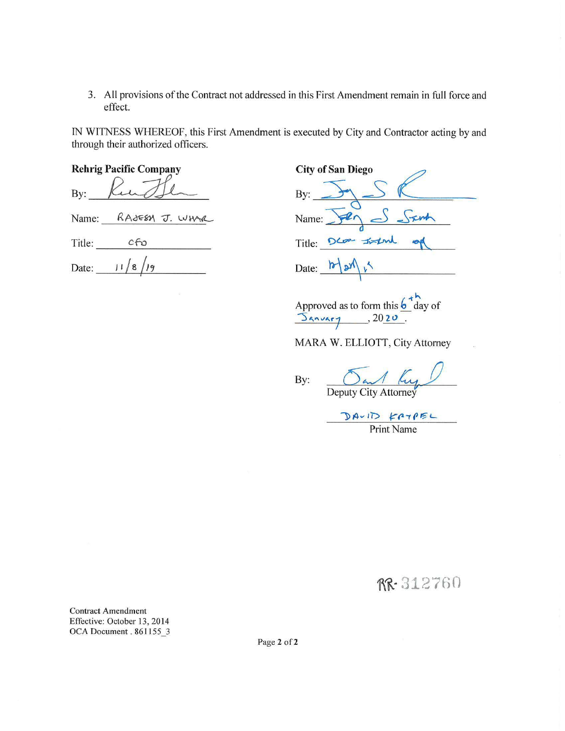3. All provisions of the Contract not addressed in this First Amendment remain in full force and effect.

IN WITNESS WHEREOF, this First Amendment is executed by City and Contractor acting by and through their authorized officers.

**Rehrig Pacific Company**

By: ______________________

Name: RAJESH J. WHAR

Title: CFO

Date: 11/8/19

**City of San Diego**

By: ______________________

Name: Jeff S Sturak

Title: DCOO Infrastructure

Date: 12/20/19

Approved as to form this 6th day of January, 2020.

MARA W. ELLIOTT, City Attorney

By: ______________________
Deputy City Attorney

DAVID KARPEL
Print Name

RR-312760

Contract Amendment
Effective: October 13, 2014
OCA Document . 861155_3